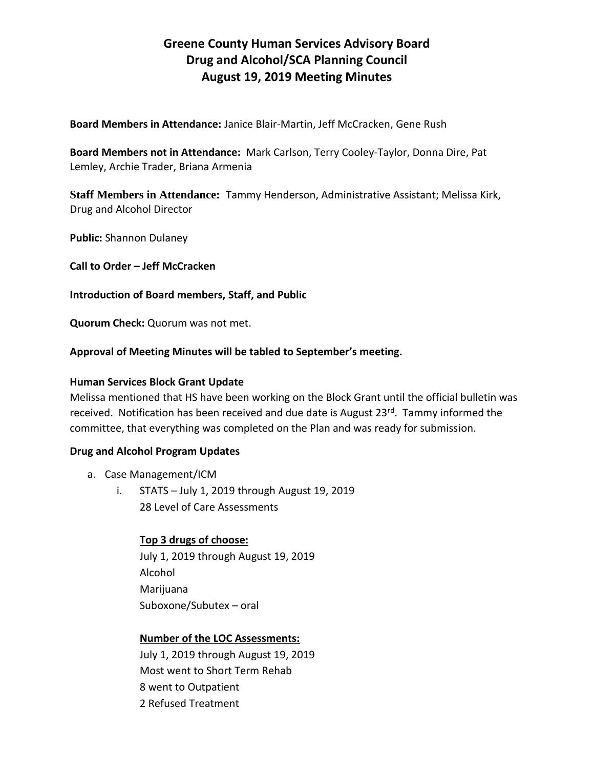# Greene County Human Services Advisory Board
# Drug and Alcohol/SCA Planning Council
# August 19, 2019 Meeting Minutes

**Board Members in Attendance:** Janice Blair-Martin, Jeff McCracken, Gene Rush

**Board Members not in Attendance:** Mark Carlson, Terry Cooley-Taylor, Donna Dire, Pat Lemley, Archie Trader, Briana Armenia

**Staff Members in Attendance:** Tammy Henderson, Administrative Assistant; Melissa Kirk, Drug and Alcohol Director

**Public:** Shannon Dulaney

**Call to Order – Jeff McCracken**

**Introduction of Board members, Staff, and Public**

**Quorum Check:** Quorum was not met.

**Approval of Meeting Minutes will be tabled to September's meeting.**

**Human Services Block Grant Update**

Melissa mentioned that HS have been working on the Block Grant until the official bulletin was received. Notification has been received and due date is August 23rd. Tammy informed the committee, that everything was completed on the Plan and was ready for submission.

**Drug and Alcohol Program Updates**

a. Case Management/ICM
   i. STATS – July 1, 2019 through August 19, 2019
      28 Level of Care Assessments

      **Top 3 drugs of choose:**
      July 1, 2019 through August 19, 2019
      Alcohol
      Marijuana
      Suboxone/Subutex – oral

      **Number of the LOC Assessments:**
      July 1, 2019 through August 19, 2019
      Most went to Short Term Rehab
      8 went to Outpatient
      2 Refused Treatment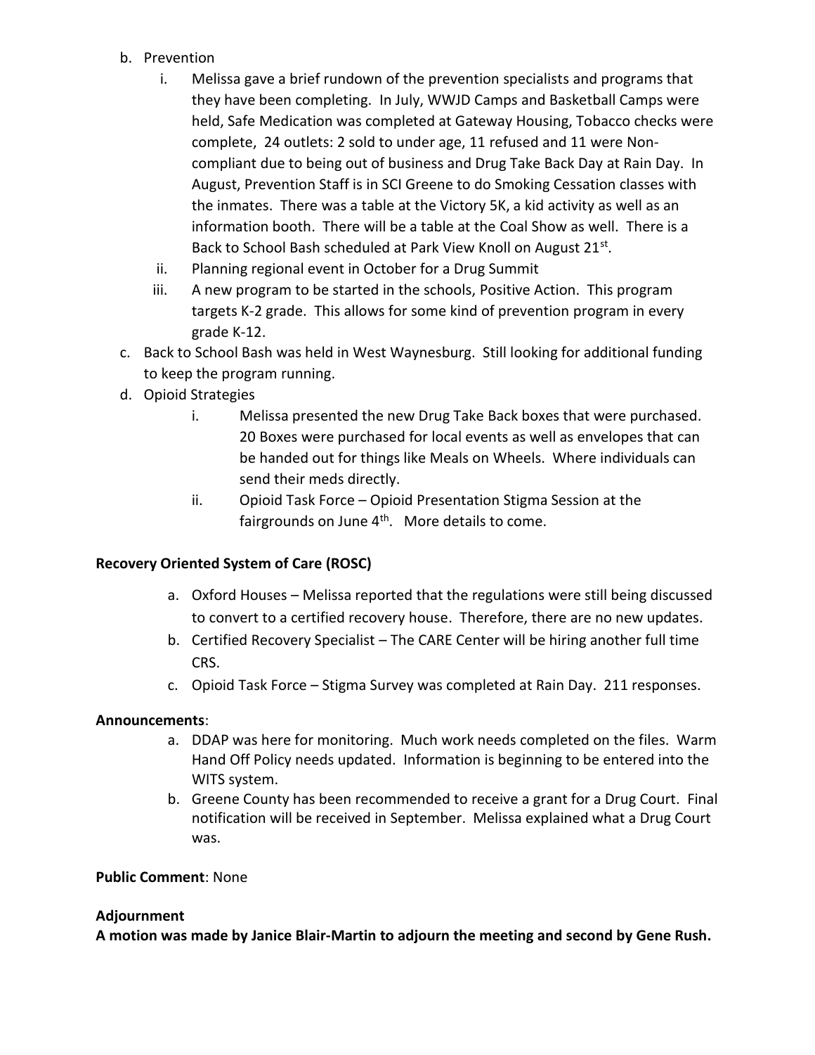b. Prevention
    i. Melissa gave a brief rundown of the prevention specialists and programs that they have been completing. In July, WWJD Camps and Basketball Camps were held, Safe Medication was completed at Gateway Housing, Tobacco checks were complete, 24 outlets: 2 sold to under age, 11 refused and 11 were Non-compliant due to being out of business and Drug Take Back Day at Rain Day. In August, Prevention Staff is in SCI Greene to do Smoking Cessation classes with the inmates. There was a table at the Victory 5K, a kid activity as well as an information booth. There will be a table at the Coal Show as well. There is a Back to School Bash scheduled at Park View Knoll on August 21st.
    ii. Planning regional event in October for a Drug Summit
    iii. A new program to be started in the schools, Positive Action. This program targets K-2 grade. This allows for some kind of prevention program in every grade K-12.

c. Back to School Bash was held in West Waynesburg. Still looking for additional funding to keep the program running.

d. Opioid Strategies
    i. Melissa presented the new Drug Take Back boxes that were purchased. 20 Boxes were purchased for local events as well as envelopes that can be handed out for things like Meals on Wheels. Where individuals can send their meds directly.
    ii. Opioid Task Force – Opioid Presentation Stigma Session at the fairgrounds on June 4th. More details to come.

**Recovery Oriented System of Care (ROSC)**

a. Oxford Houses – Melissa reported that the regulations were still being discussed to convert to a certified recovery house. Therefore, there are no new updates.
b. Certified Recovery Specialist – The CARE Center will be hiring another full time CRS.
c. Opioid Task Force – Stigma Survey was completed at Rain Day. 211 responses.

**Announcements**:

a. DDAP was here for monitoring. Much work needs completed on the files. Warm Hand Off Policy needs updated. Information is beginning to be entered into the WITS system.
b. Greene County has been recommended to receive a grant for a Drug Court. Final notification will be received in September. Melissa explained what a Drug Court was.

**Public Comment**: None

**Adjournment**

**A motion was made by Janice Blair-Martin to adjourn the meeting and second by Gene Rush.**